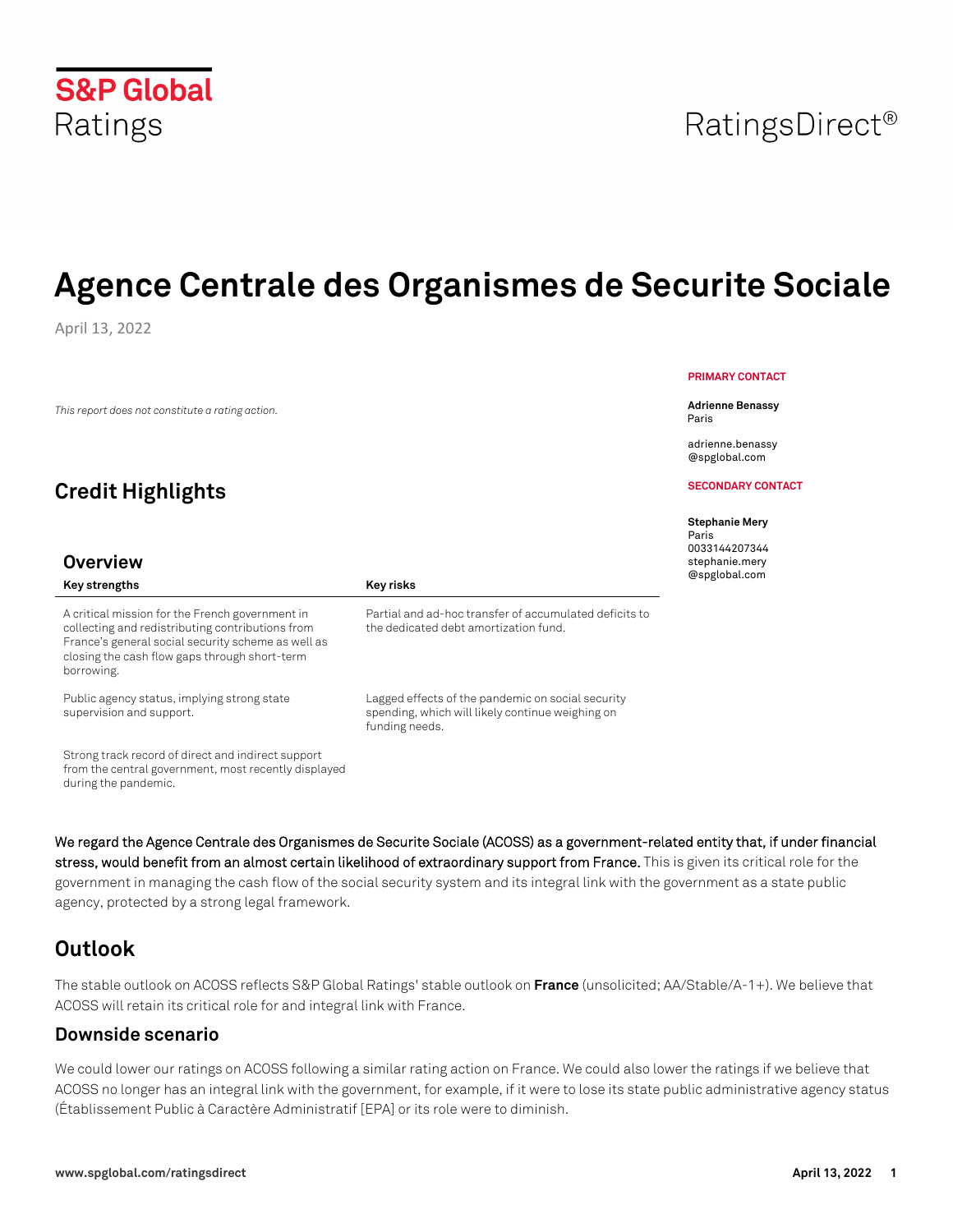S&P Global Ratings

RatingsDirect®

# Agence Centrale des Organismes de Securite Sociale

April 13, 2022

*This report does not constitute a rating action.*

**PRIMARY CONTACT**

**Adrienne Benassy**
Paris

adrienne.benassy@spglobal.com

**SECONDARY CONTACT**

**Stephanie Mery**
Paris
0033144207344
stephanie.mery@spglobal.com

## Credit Highlights

### Overview

| Key strengths | Key risks |
|---|---|
| A critical mission for the French government in collecting and redistributing contributions from France's general social security scheme as well as closing the cash flow gaps through short-term borrowing. | Partial and ad-hoc transfer of accumulated deficits to the dedicated debt amortization fund. |
| Public agency status, implying strong state supervision and support. | Lagged effects of the pandemic on social security spending, which will likely continue weighing on funding needs. |
| Strong track record of direct and indirect support from the central government, most recently displayed during the pandemic. | |

We regard the Agence Centrale des Organismes de Securite Sociale (ACOSS) as a government-related entity that, if under financial stress, would benefit from an almost certain likelihood of extraordinary support from France. This is given its critical role for the government in managing the cash flow of the social security system and its integral link with the government as a state public agency, protected by a strong legal framework.

## Outlook

The stable outlook on ACOSS reflects S&P Global Ratings' stable outlook on **France** (unsolicited; AA/Stable/A-1+). We believe that ACOSS will retain its critical role for and integral link with France.

### Downside scenario

We could lower our ratings on ACOSS following a similar rating action on France. We could also lower the ratings if we believe that ACOSS no longer has an integral link with the government, for example, if it were to lose its state public administrative agency status (Établissement Public à Caractère Administratif [EPA] or its role were to diminish.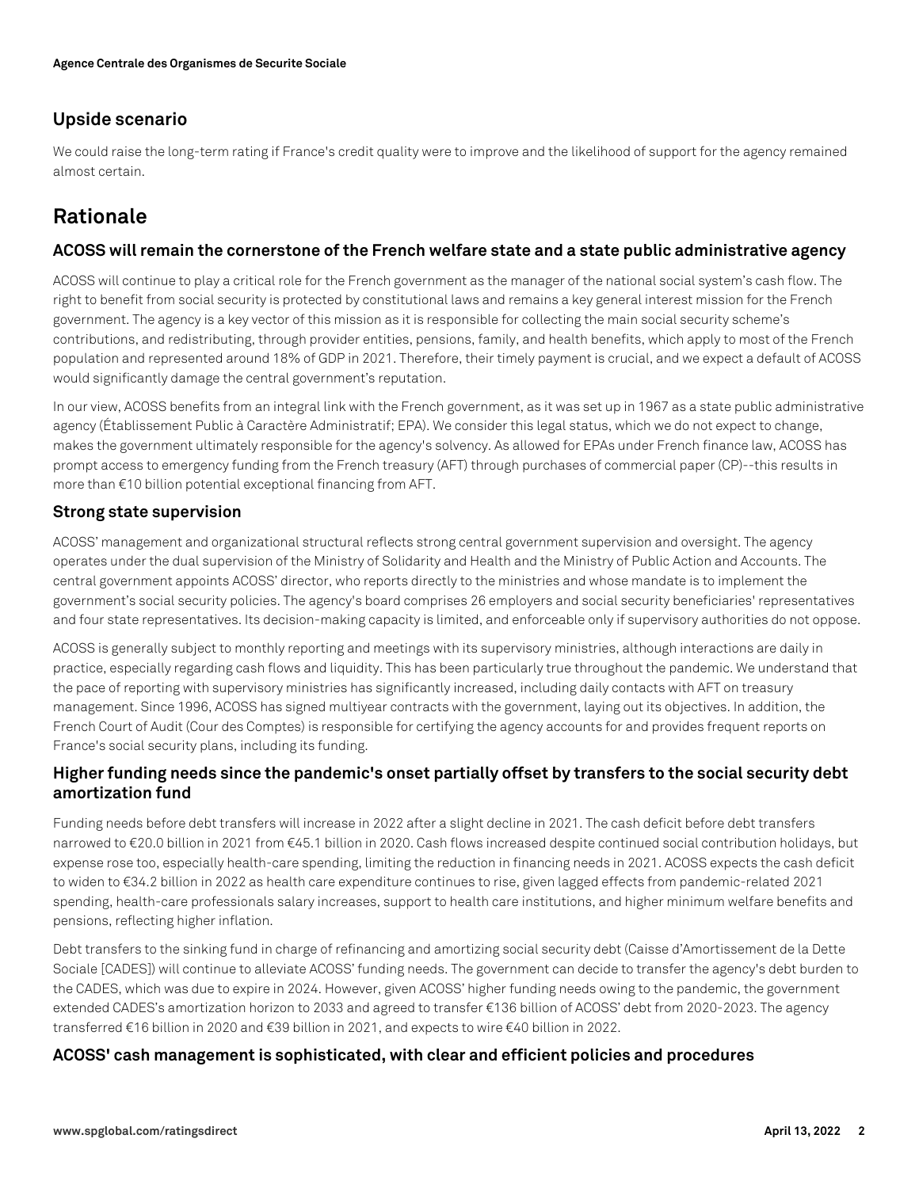### Upside scenario

We could raise the long-term rating if France's credit quality were to improve and the likelihood of support for the agency remained almost certain.

## Rationale

### ACOSS will remain the cornerstone of the French welfare state and a state public administrative agency

ACOSS will continue to play a critical role for the French government as the manager of the national social system's cash flow. The right to benefit from social security is protected by constitutional laws and remains a key general interest mission for the French government. The agency is a key vector of this mission as it is responsible for collecting the main social security scheme's contributions, and redistributing, through provider entities, pensions, family, and health benefits, which apply to most of the French population and represented about 18% of GDP in 2021. Therefore, their timely payment is crucial, and we expect a default of ACOSS would significantly damage the central government's reputation.

In our view, ACOSS benefits from an integral link with the French government, as it was set up in 1967 as a state public administrative agency (Établissement Public à Caractère Administratif; EPA). We consider this legal status, which we do not expect to change, makes the government ultimately responsible for the agency's solvency. As allowed for EPAs under French finance law, ACOSS has prompt access to emergency funding from the French treasury (AFT) through purchases of commercial paper (CP)--this results in more than €10 billion potential exceptional financing from AFT.

### Strong state supervision

ACOSS' management and organizational structural reflects strong central government supervision and oversight. The agency operates under the dual supervision of the Ministry of Solidarity and Health and the Ministry of Public Action and Accounts. The central government appoints ACOSS' director, who reports directly to the ministries and whose mandate is to implement the government's social security policies. The agency's board comprises 26 employers and social security beneficiaries' representatives and four state representatives. Its decision-making capacity is limited, and enforceable only if supervisory authorities do not oppose.

ACOSS is generally subject to monthly reporting and meetings with its supervisory ministries, although interactions are daily in practice, especially regarding cash flows and liquidity. This has been particularly true throughout the pandemic. We understand that the pace of reporting with supervisory ministries has significantly increased, including daily contacts with AFT on treasury management. Since 1996, ACOSS has signed multiyear contracts with the government, laying out its objectives. In addition, the French Court of Audit (Cour des Comptes) is responsible for certifying the agency accounts for and provides frequent reports on France's social security plans, including its funding.

### Higher funding needs since the pandemic's onset partially offset by transfers to the social security debt amortization fund

Funding needs before debt transfers will increase in 2022 after a slight decline in 2021. The cash deficit before debt transfers narrowed to €20.0 billion in 2021 from €45.1 billion in 2020. Cash flows increased despite continued social contribution holidays, but expense rose too, especially health-care spending, limiting the reduction in financing needs in 2021. ACOSS expects the cash deficit to widen to €34.2 billion in 2022 as health care expenditure continues to rise, given lagged effects from pandemic-related 2021 spending, health-care professionals salary increases, support to health care institutions, and higher minimum welfare benefits and pensions, reflecting higher inflation.

Debt transfers to the sinking fund in charge of refinancing and amortizing social security debt (Caisse d'Amortissement de la Dette Sociale [CADES]) will continue to alleviate ACOSS' funding needs. The government can decide to transfer the agency's debt burden to the CADES, which was due to expire in 2024. However, given ACOSS' higher funding needs owing to the pandemic, the government extended CADES's amortization horizon to 2033 and agreed to transfer €136 billion of ACOSS' debt from 2020-2023. The agency transferred €16 billion in 2020 and €39 billion in 2021, and expects to wire €40 billion in 2022.

### ACOSS' cash management is sophisticated, with clear and efficient policies and procedures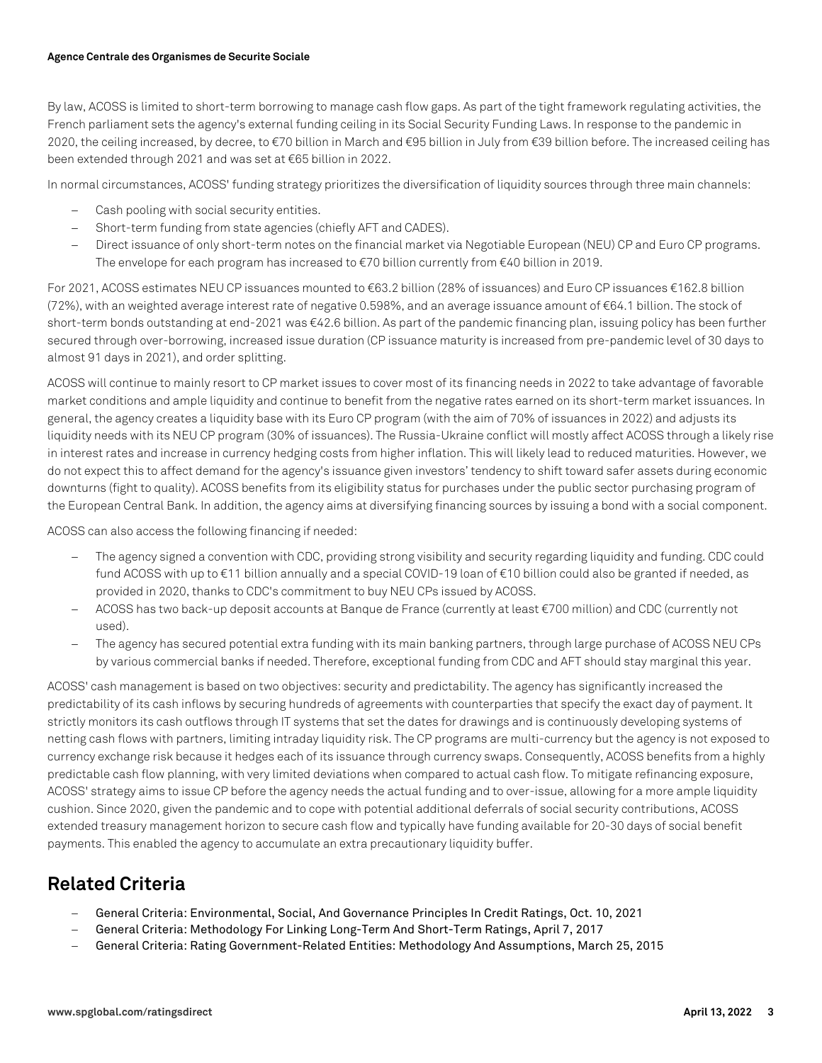By law, ACOSS is limited to short-term borrowing to manage cash flow gaps. As part of the tight framework regulating activities, the French parliament sets the agency's external funding ceiling in its Social Security Funding Laws. In response to the pandemic in 2020, the ceiling increased, by decree, to €70 billion in March and €95 billion in July from €39 billion before. The increased ceiling has been extended through 2021 and was set at €65 billion in 2022.

In normal circumstances, ACOSS' funding strategy prioritizes the diversification of liquidity sources through three main channels:

- Cash pooling with social security entities.
- Short-term funding from state agencies (chiefly AFT and CADES).
- Direct issuance of only short-term notes on the financial market via Negotiable European (NEU) CP and Euro CP programs. The envelope for each program has increased to €70 billion currently from €40 billion in 2019.

For 2021, ACOSS estimates NEU CP issuances mounted to €63.2 billion (28% of issuances) and Euro CP issuances €162.8 billion (72%), with an weighted average interest rate of negative 0.598%, and an average issuance amount of €64.1 billion. The stock of short-term bonds outstanding at end-2021 was €42.6 billion. As part of the pandemic financing plan, issuing policy has been further secured through over-borrowing, increased issue duration (CP issuance maturity is increased from pre-pandemic level of 30 days to almost 91 days in 2021), and order splitting.

ACOSS will continue to mainly resort to CP market issues to cover most of its financing needs in 2022 to take advantage of favorable market conditions and ample liquidity and continue to benefit from the negative rates earned on its short-term market issuances. In general, the agency creates a liquidity base with its Euro CP program (with the aim of 70% of issuances in 2022) and adjusts its liquidity needs with its NEU CP program (30% of issuances). The Russia-Ukraine conflict will mostly affect ACOSS through a likely rise in interest rates and increase in currency hedging costs from higher inflation. This will likely lead to reduced maturities. However, we do not expect this to affect demand for the agency's issuance given investors' tendency to shift toward safer assets during economic downturns (fight to quality). ACOSS benefits from its eligibility status for purchases under the public sector purchasing program of the European Central Bank. In addition, the agency aims at diversifying financing sources by issuing a bond with a social component.

ACOSS can also access the following financing if needed:

- The agency signed a convention with CDC, providing strong visibility and security regarding liquidity and funding. CDC could fund ACOSS with up to €11 billion annually and a special COVID-19 loan of €10 billion could also be granted if needed, as provided in 2020, thanks to CDC's commitment to buy NEU CPs issued by ACOSS.
- ACOSS has two back-up deposit accounts at Banque de France (currently at least €700 million) and CDC (currently not used).
- The agency has secured potential extra funding with its main banking partners, through large purchase of ACOSS NEU CPs by various commercial banks if needed. Therefore, exceptional funding from CDC and AFT should stay marginal this year.

ACOSS' cash management is based on two objectives: security and predictability. The agency has significantly increased the predictability of its cash inflows by securing hundreds of agreements with counterparties that specify the exact day of payment. It strictly monitors its cash outflows through IT systems that set the dates for drawings and is continuously developing systems of netting cash flows with partners, limiting intraday liquidity risk. The CP programs are multi-currency but the agency is not exposed to currency exchange risk because it hedges each of its issuance through currency swaps. Consequently, ACOSS benefits from a highly predictable cash flow planning, with very limited deviations when compared to actual cash flow. To mitigate refinancing exposure, ACOSS' strategy aims to issue CP before the agency needs the actual funding and to over-issue, allowing for a more ample liquidity cushion. Since 2020, given the pandemic and to cope with potential additional deferrals of social security contributions, ACOSS extended treasury management horizon to secure cash flow and typically have funding available for 20-30 days of social benefit payments. This enabled the agency to accumulate an extra precautionary liquidity buffer.

## Related Criteria

- General Criteria: Environmental, Social, And Governance Principles In Credit Ratings, Oct. 10, 2021
- General Criteria: Methodology For Linking Long-Term And Short-Term Ratings, April 7, 2017
- General Criteria: Rating Government-Related Entities: Methodology And Assumptions, March 25, 2015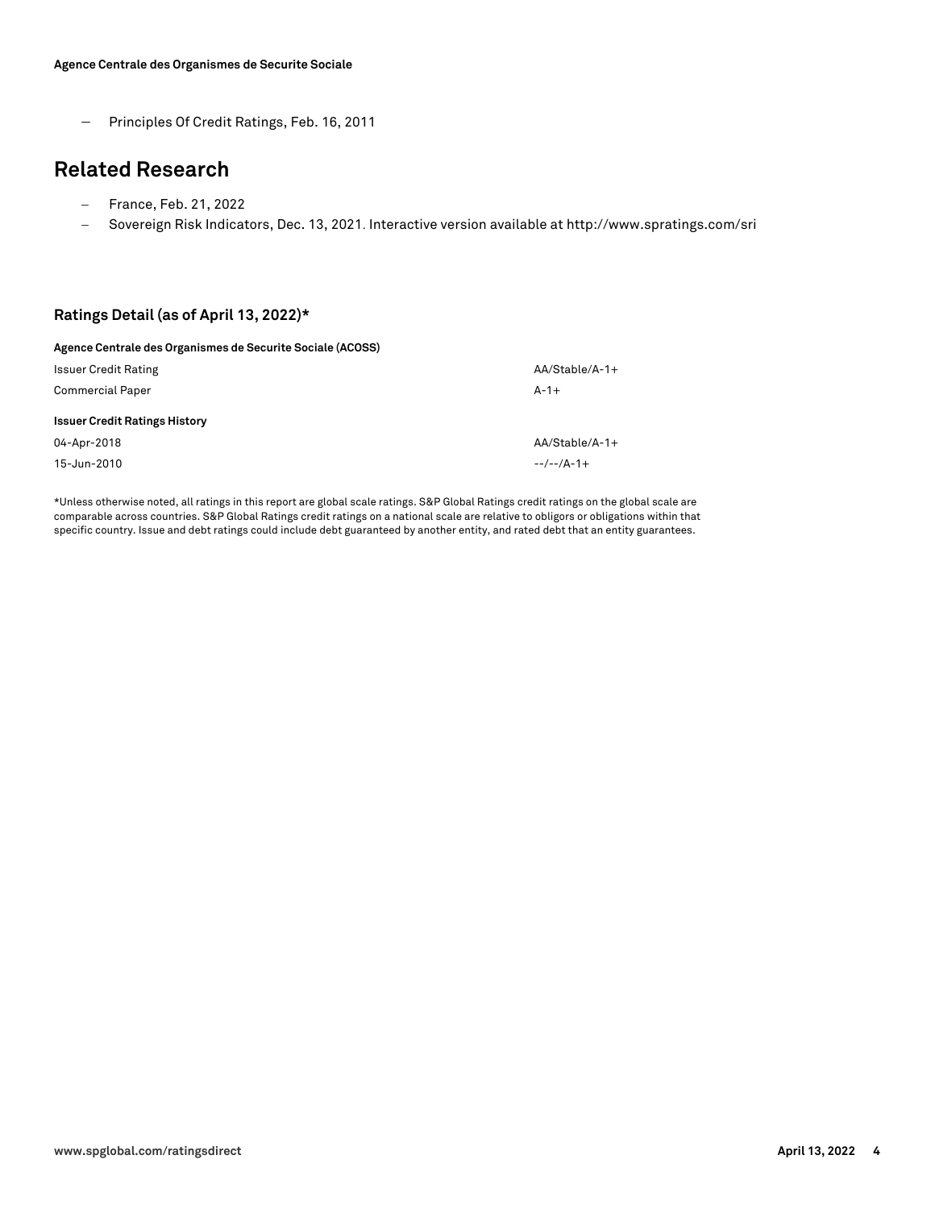- Principles Of Credit Ratings, Feb. 16, 2011

## Related Research

- France, Feb. 21, 2022
- Sovereign Risk Indicators, Dec. 13, 2021. Interactive version available at http://www.spratings.com/sri

### Ratings Detail (as of April 13, 2022)*

| Agence Centrale des Organismes de Securite Sociale (ACOSS) | |
|---|---|
| Issuer Credit Rating | AA/Stable/A-1+ |
| Commercial Paper | A-1+ |
| **Issuer Credit Ratings History** | |
| 04-Apr-2018 | AA/Stable/A-1+ |
| 15-Jun-2010 | --/--/A-1+ |

*Unless otherwise noted, all ratings in this report are global scale ratings. S&P Global Ratings credit ratings on the global scale are comparable across countries. S&P Global Ratings credit ratings on a national scale are relative to obligors or obligations within that specific country. Issue and debt ratings could include debt guaranteed by another entity, and rated debt that an entity guarantees.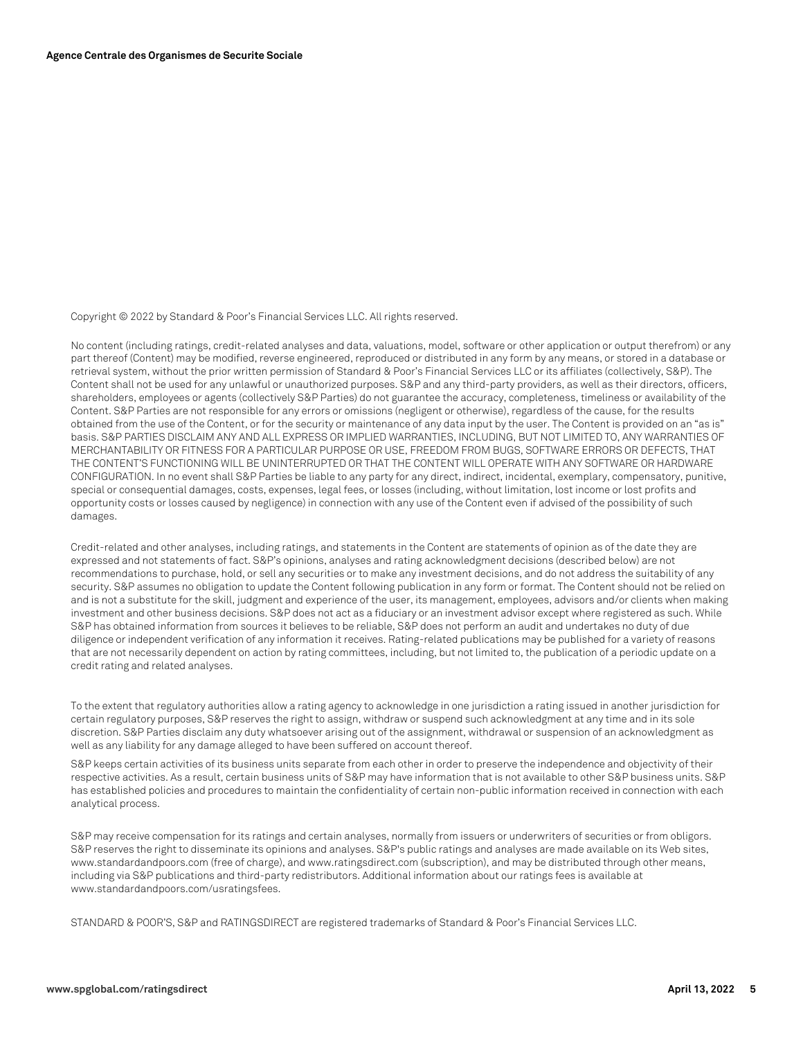Copyright © 2022 by Standard & Poor's Financial Services LLC. All rights reserved.

No content (including ratings, credit-related analyses and data, valuations, model, software or other application or output therefrom) or any part thereof (Content) may be modified, reverse engineered, reproduced or distributed in any form by any means, or stored in a database or retrieval system, without the prior written permission of Standard & Poor's Financial Services LLC or its affiliates (collectively, S&P). The Content shall not be used for any unlawful or unauthorized purposes. S&P and any third-party providers, as well as their directors, officers, shareholders, employees or agents (collectively S&P Parties) do not guarantee the accuracy, completeness, timeliness or availability of the Content. S&P Parties are not responsible for any errors or omissions (negligent or otherwise), regardless of the cause, for the results obtained from the use of the Content, or for the security or maintenance of any data input by the user. The Content is provided on an "as is" basis. S&P PARTIES DISCLAIM ANY AND ALL EXPRESS OR IMPLIED WARRANTIES, INCLUDING, BUT NOT LIMITED TO, ANY WARRANTIES OF MERCHANTABILITY OR FITNESS FOR A PARTICULAR PURPOSE OR USE, FREEDOM FROM BUGS, SOFTWARE ERRORS OR DEFECTS, THAT THE CONTENT'S FUNCTIONING WILL BE UNINTERRUPTED OR THAT THE CONTENT WILL OPERATE WITH ANY SOFTWARE OR HARDWARE CONFIGURATION. In no event shall S&P Parties be liable to any party for any direct, indirect, incidental, exemplary, compensatory, punitive, special or consequential damages, costs, expenses, legal fees, or losses (including, without limitation, lost income or lost profits and opportunity costs or losses caused by negligence) in connection with any use of the Content even if advised of the possibility of such damages.

Credit-related and other analyses, including ratings, and statements in the Content are statements of opinion as of the date they are expressed and not statements of fact. S&P's opinions, analyses and rating acknowledgment decisions (described below) are not recommendations to purchase, hold, or sell any securities or to make any investment decisions, and do not address the suitability of any security. S&P assumes no obligation to update the Content following publication in any form or format. The Content should not be relied on and is not a substitute for the skill, judgment and experience of the user, its management, employees, advisors and/or clients when making investment and other business decisions. S&P does not act as a fiduciary or an investment advisor except where registered as such. While S&P has obtained information from sources it believes to be reliable, S&P does not perform an audit and undertakes no duty of due diligence or independent verification of any information it receives. Rating-related publications may be published for a variety of reasons that are not necessarily dependent on action by rating committees, including, but not limited to, the publication of a periodic update on a credit rating and related analyses.

To the extent that regulatory authorities allow a rating agency to acknowledge in one jurisdiction a rating issued in another jurisdiction for certain regulatory purposes, S&P reserves the right to assign, withdraw or suspend such acknowledgment at any time and in its sole discretion. S&P Parties disclaim any duty whatsoever arising out of the assignment, withdrawal or suspension of an acknowledgment as well as any liability for any damage alleged to have been suffered on account thereof.

S&P keeps certain activities of its business units separate from each other in order to preserve the independence and objectivity of their respective activities. As a result, certain business units of S&P may have information that is not available to other S&P business units. S&P has established policies and procedures to maintain the confidentiality of certain non-public information received in connection with each analytical process.

S&P may receive compensation for its ratings and certain analyses, normally from issuers or underwriters of securities or from obligors. S&P reserves the right to disseminate its opinions and analyses. S&P's public ratings and analyses are made available on its Web sites, www.standardandpoors.com (free of charge), and www.ratingsdirect.com (subscription), and may be distributed through other means, including via S&P publications and third-party redistributors. Additional information about our ratings fees is available at www.standardandpoors.com/usratingsfees.

STANDARD & POOR'S, S&P and RATINGSDIRECT are registered trademarks of Standard & Poor's Financial Services LLC.